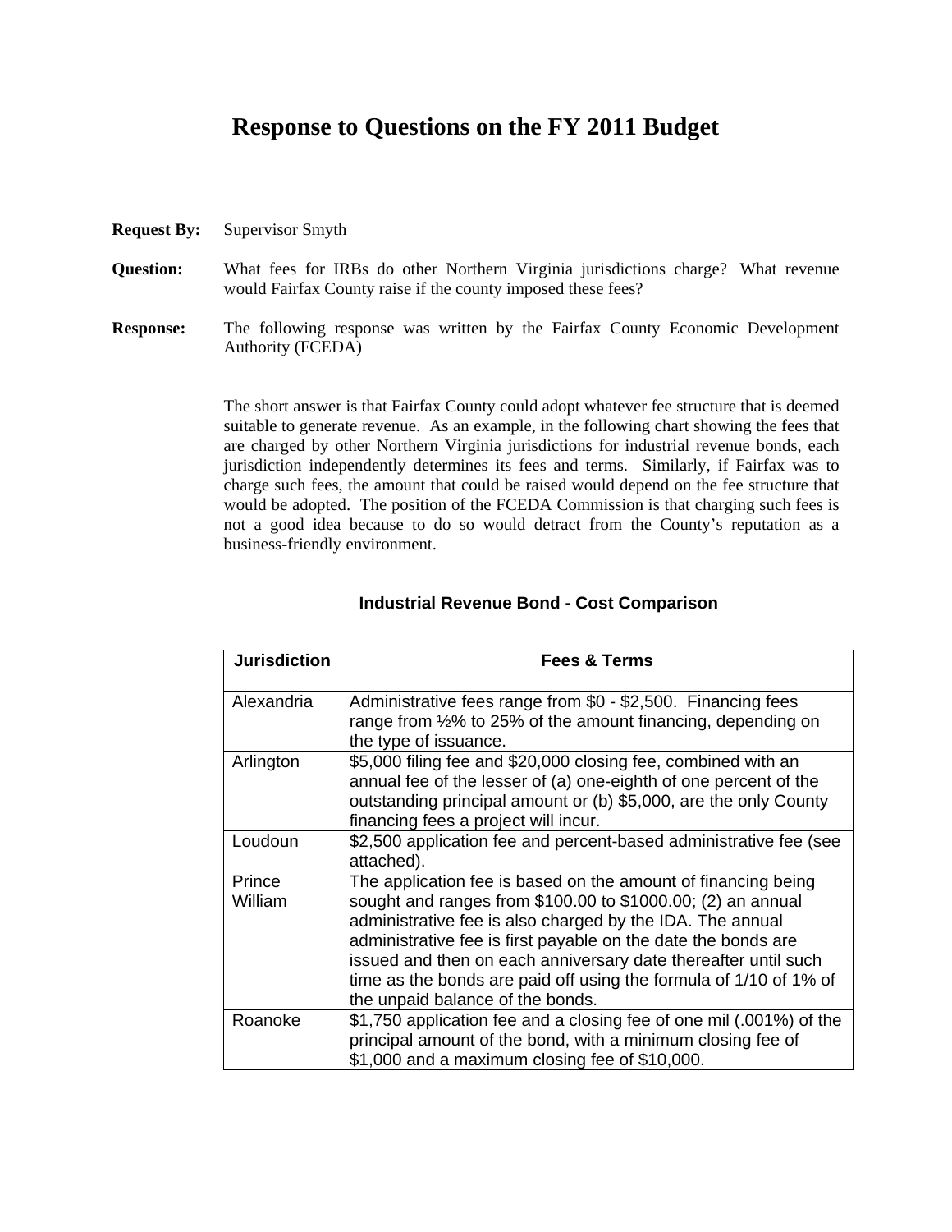# Response to Questions on the FY 2011 Budget

**Request By:** Supervisor Smyth

**Question:** What fees for IRBs do other Northern Virginia jurisdictions charge? What revenue would Fairfax County raise if the county imposed these fees?

**Response:** The following response was written by the Fairfax County Economic Development Authority (FCEDA)

The short answer is that Fairfax County could adopt whatever fee structure that is deemed suitable to generate revenue. As an example, in the following chart showing the fees that are charged by other Northern Virginia jurisdictions for industrial revenue bonds, each jurisdiction independently determines its fees and terms. Similarly, if Fairfax was to charge such fees, the amount that could be raised would depend on the fee structure that would be adopted. The position of the FCEDA Commission is that charging such fees is not a good idea because to do so would detract from the County's reputation as a business-friendly environment.

### Industrial Revenue Bond - Cost Comparison

| Jurisdiction | Fees & Terms |
| --- | --- |
| Alexandria | Administrative fees range from $0 - $2,500. Financing fees range from ½% to 25% of the amount financing, depending on the type of issuance. |
| Arlington | $5,000 filing fee and $20,000 closing fee, combined with an annual fee of the lesser of (a) one-eighth of one percent of the outstanding principal amount or (b) $5,000, are the only County financing fees a project will incur. |
| Loudoun | $2,500 application fee and percent-based administrative fee (see attached). |
| Prince William | The application fee is based on the amount of financing being sought and ranges from $100.00 to $1000.00; (2) an annual administrative fee is also charged by the IDA. The annual administrative fee is first payable on the date the bonds are issued and then on each anniversary date thereafter until such time as the bonds are paid off using the formula of 1/10 of 1% of the unpaid balance of the bonds. |
| Roanoke | $1,750 application fee and a closing fee of one mil (.001%) of the principal amount of the bond, with a minimum closing fee of $1,000 and a maximum closing fee of $10,000. |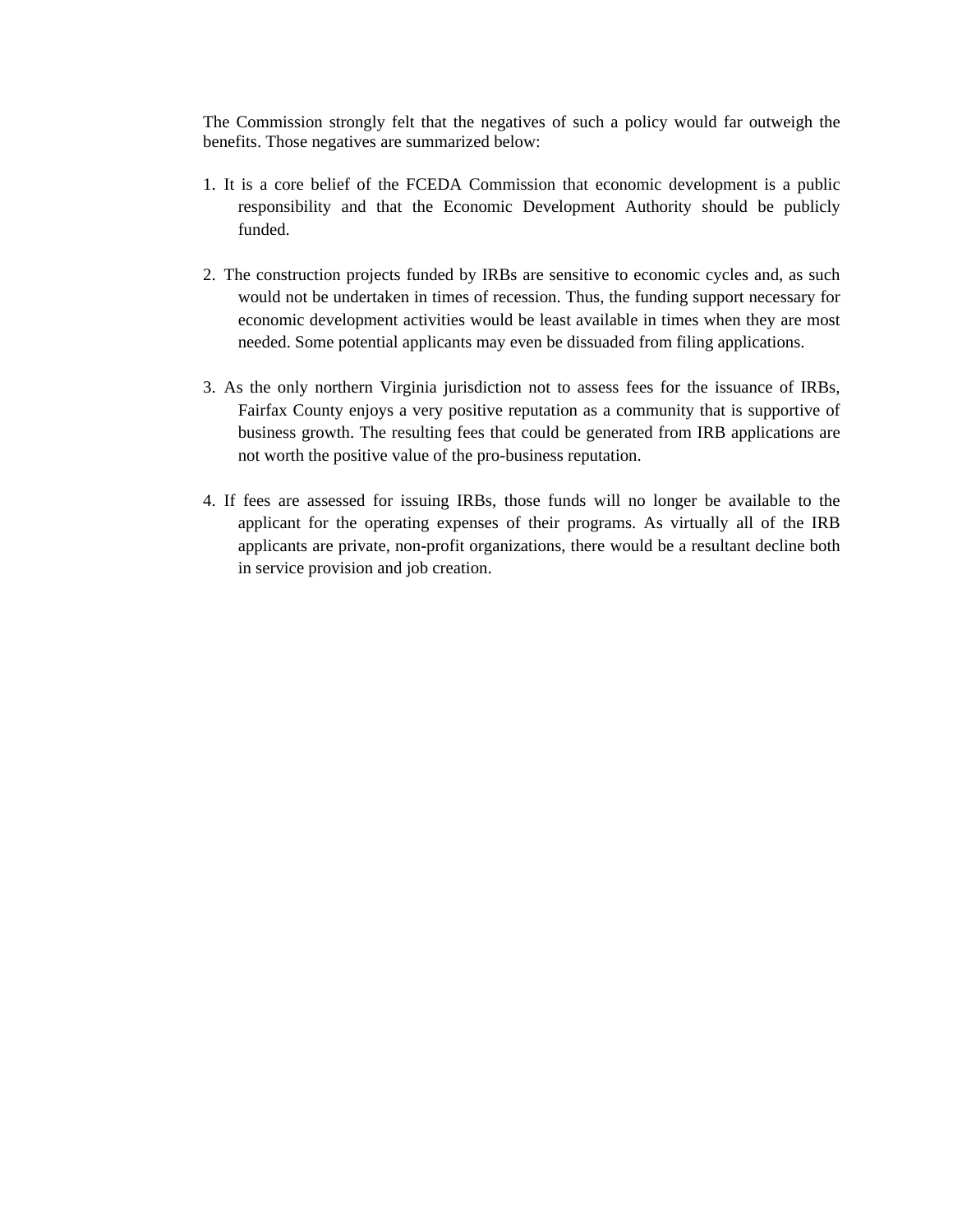The Commission strongly felt that the negatives of such a policy would far outweigh the benefits. Those negatives are summarized below:

1. It is a core belief of the FCEDA Commission that economic development is a public responsibility and that the Economic Development Authority should be publicly funded.

2. The construction projects funded by IRBs are sensitive to economic cycles and, as such would not be undertaken in times of recession. Thus, the funding support necessary for economic development activities would be least available in times when they are most needed. Some potential applicants may even be dissuaded from filing applications.

3. As the only northern Virginia jurisdiction not to assess fees for the issuance of IRBs, Fairfax County enjoys a very positive reputation as a community that is supportive of business growth. The resulting fees that could be generated from IRB applications are not worth the positive value of the pro-business reputation.

4. If fees are assessed for issuing IRBs, those funds will no longer be available to the applicant for the operating expenses of their programs. As virtually all of the IRB applicants are private, non-profit organizations, there would be a resultant decline both in service provision and job creation.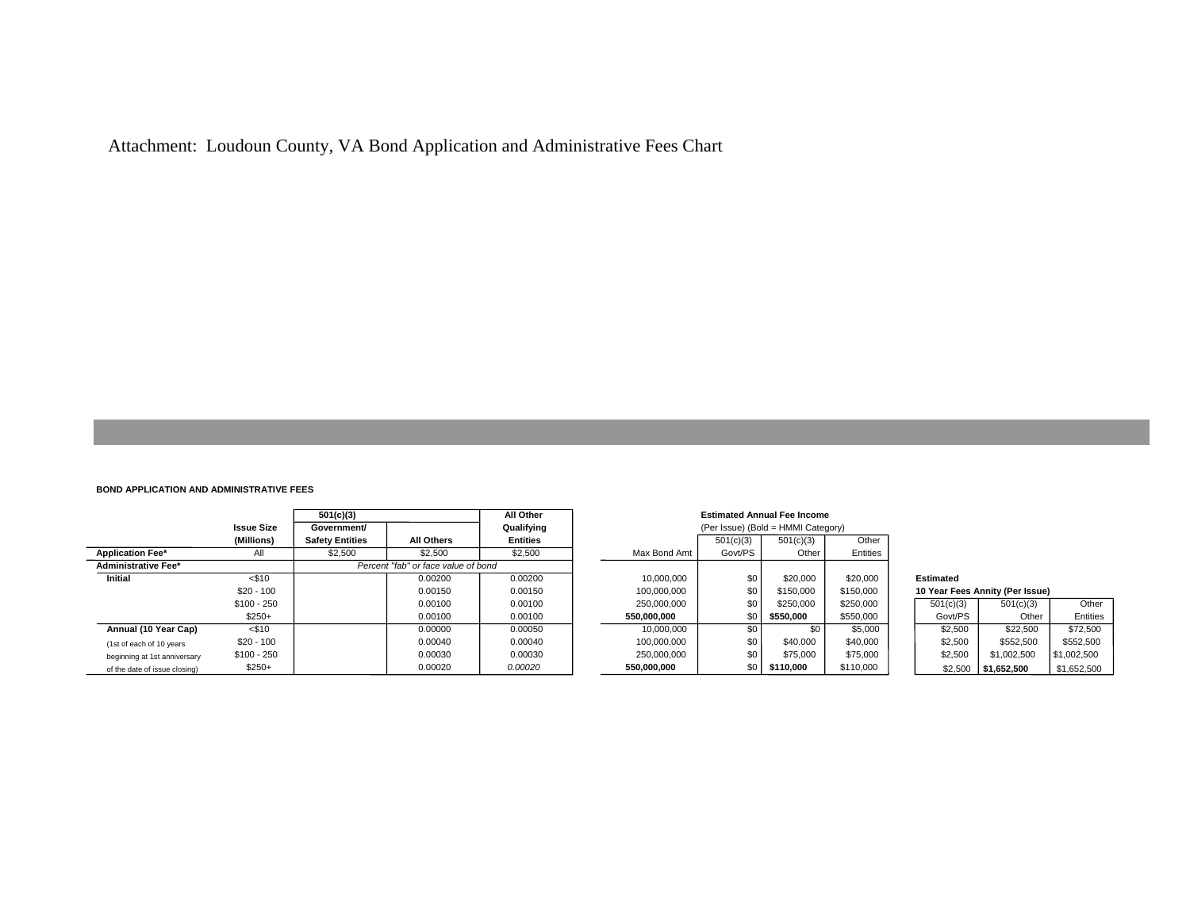Attachment: Loudoun County, VA Bond Application and Administrative Fees Chart

**BOND APPLICATION AND ADMINISTRATIVE FEES**

| | Issue Size (Millions) | 501(c)(3) Government/ Safety Entities | All Others | All Other Qualifying Entities |
|---|---|---|---|---|
| **Application Fee*** | All | $2,500 | $2,500 | $2,500 |
| **Administrative Fee*** | | *Percent "fab" or face value of bond* | | |
| **Initial** | <$10 | | 0.00200 | 0.00200 |
| | $20 - 100 | | 0.00150 | 0.00150 |
| | $100 - 250 | | 0.00100 | 0.00100 |
| | $250+ | | 0.00100 | 0.00100 |
| **Annual (10 Year Cap)** | <$10 | | 0.00000 | 0.00050 |
| (1st of each of 10 years | $20 - 100 | | 0.00040 | 0.00040 |
| beginning at 1st anniversary | $100 - 250 | | 0.00030 | 0.00030 |
| of the date of issue closing) | $250+ | | 0.00020 | *0.00020* |

**Estimated Annual Fee Income**
(Per Issue) (Bold = HMMI Category)

| Max Bond Amt | 501(c)(3) Govt/PS | 501(c)(3) Other | Other Entities |
|---|---|---|---|
| 10,000,000 | $0 | $20,000 | $20,000 |
| 100,000,000 | $0 | $150,000 | $150,000 |
| 250,000,000 | $0 | $250,000 | $250,000 |
| **550,000,000** | $0 | **$550,000** | $550,000 |
| 10,000,000 | $0 | $0 | $5,000 |
| 100,000,000 | $0 | $40,000 | $40,000 |
| 250,000,000 | $0 | $75,000 | $75,000 |
| **550,000,000** | $0 | **$110,000** | $110,000 |

**Estimated**
**10 Year Fees Annity (Per Issue)**

| 501(c)(3) Govt/PS | 501(c)(3) Other | Other Entities |
|---|---|---|
| $2,500 | $22,500 | $72,500 |
| $2,500 | $552,500 | $552,500 |
| $2,500 | $1,002,500 | $1,002,500 |
| $2,500 | **$1,652,500** | $1,652,500 |